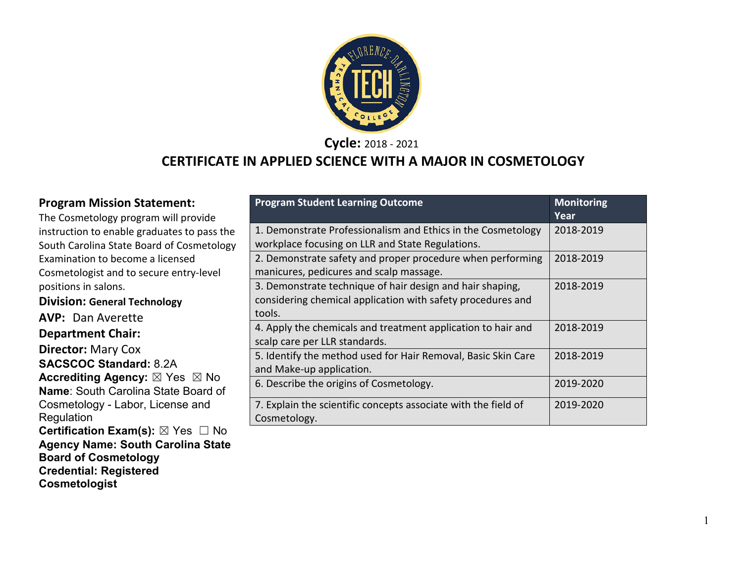**Cycle:** 2018 - 2021

# CERTIFICATE IN APPLIED SCIENCE WITH A MAJOR IN COSMETOLOGY

**Program Mission Statement:**
The Cosmetology program will provide instruction to enable graduates to pass the South Carolina State Board of Cosmetology Examination to become a licensed Cosmetologist and to secure entry-level positions in salons.

**Division:** **General Technology**

**AVP:** Dan Averette

**Department Chair:**

**Director:** Mary Cox

**SACSCOC Standard:** 8.2A

**Accrediting Agency:** ☒ Yes ☒ No

**Name**: South Carolina State Board of Cosmetology - Labor, License and Regulation

**Certification Exam(s):** ☒ Yes ☐ No

**Agency Name: South Carolina State Board of Cosmetology**

**Credential: Registered Cosmetologist**

| Program Student Learning Outcome | Monitoring Year |
|---|---|
| 1. Demonstrate Professionalism and Ethics in the Cosmetology workplace focusing on LLR and State Regulations. | 2018-2019 |
| 2. Demonstrate safety and proper procedure when performing manicures, pedicures and scalp massage. | 2018-2019 |
| 3. Demonstrate technique of hair design and hair shaping, considering chemical application with safety procedures and tools. | 2018-2019 |
| 4. Apply the chemicals and treatment application to hair and scalp care per LLR standards. | 2018-2019 |
| 5. Identify the method used for Hair Removal, Basic Skin Care and Make-up application. | 2018-2019 |
| 6. Describe the origins of Cosmetology. | 2019-2020 |
| 7. Explain the scientific concepts associate with the field of Cosmetology. | 2019-2020 |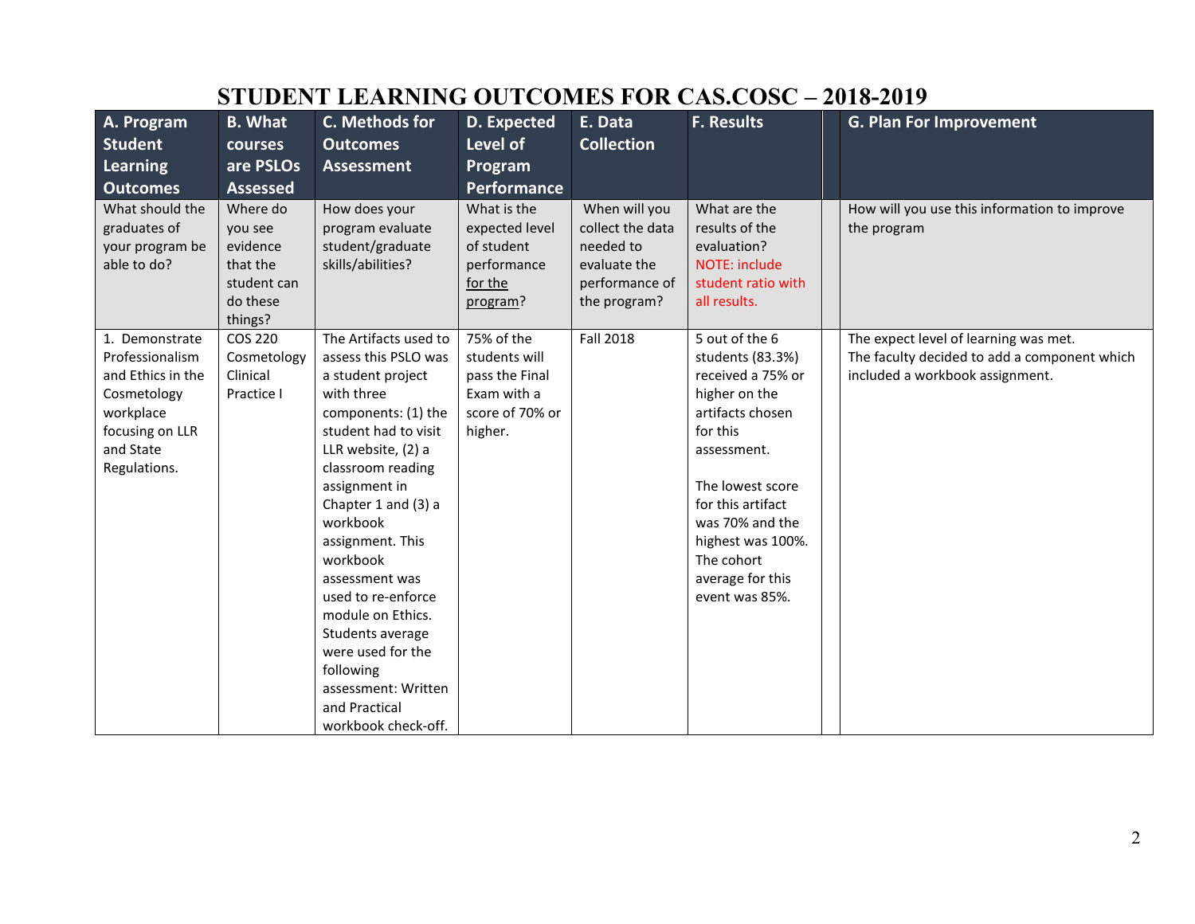# STUDENT LEARNING OUTCOMES FOR CAS.COSC – 2018-2019

| A. Program Student Learning Outcomes | B. What courses are PSLOs Assessed | C. Methods for Outcomes Assessment | D. Expected Level of Program Performance | E. Data Collection | F. Results | | G. Plan For Improvement |
|---|---|---|---|---|---|---|---|
| What should the graduates of your program be able to do? | Where do you see evidence that the student can do these things? | How does your program evaluate student/graduate skills/abilities? | What is the expected level of student performance for the program? | When will you collect the data needed to evaluate the performance of the program? | What are the results of the evaluation? NOTE: include student ratio with all results. | | How will you use this information to improve the program |
| 1. Demonstrate Professionalism and Ethics in the Cosmetology workplace focusing on LLR and State Regulations. | COS 220 Cosmetology Clinical Practice I | The Artifacts used to assess this PSLO was a student project with three components: (1) the student had to visit LLR website, (2) a classroom reading assignment in Chapter 1 and (3) a workbook assignment. This workbook assessment was used to re-enforce module on Ethics. Students average were used for the following assessment: Written and Practical workbook check-off. | 75% of the students will pass the Final Exam with a score of 70% or higher. | Fall 2018 | 5 out of the 6 students (83.3%) received a 75% or higher on the artifacts chosen for this assessment.<br><br>The lowest score for this artifact was 70% and the highest was 100%. The cohort average for this event was 85%. | | The expect level of learning was met.<br>The faculty decided to add a component which included a workbook assignment. |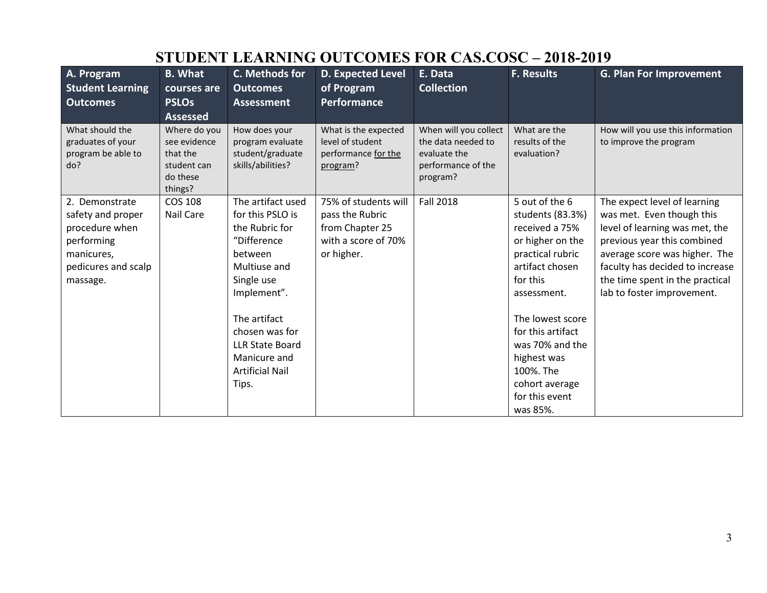# STUDENT LEARNING OUTCOMES FOR CAS.COSC – 2018-2019

| A. Program Student Learning Outcomes | B. What courses are PSLOs Assessed | C. Methods for Outcomes Assessment | D. Expected Level of Program Performance | E. Data Collection | F. Results | G. Plan For Improvement |
|---|---|---|---|---|---|---|
| What should the graduates of your program be able to do? | Where do you see evidence that the student can do these things? | How does your program evaluate student/graduate skills/abilities? | What is the expected level of student performance for the program? | When will you collect the data needed to evaluate the performance of the program? | What are the results of the evaluation? | How will you use this information to improve the program |
| 2. Demonstrate safety and proper procedure when performing manicures, pedicures and scalp massage. | COS 108 Nail Care | The artifact used for this PSLO is the Rubric for "Difference between Multiuse and Single use Implement".<br><br>The artifact chosen was for LLR State Board Manicure and Artificial Nail Tips. | 75% of students will pass the Rubric from Chapter 25 with a score of 70% or higher. | Fall 2018 | 5 out of the 6 students (83.3%) received a 75% or higher on the practical rubric artifact chosen for this assessment.<br><br>The lowest score for this artifact was 70% and the highest was 100%. The cohort average for this event was 85%. | The expect level of learning was met. Even though this level of learning was met, the previous year this combined average score was higher. The faculty has decided to increase the time spent in the practical lab to foster improvement. |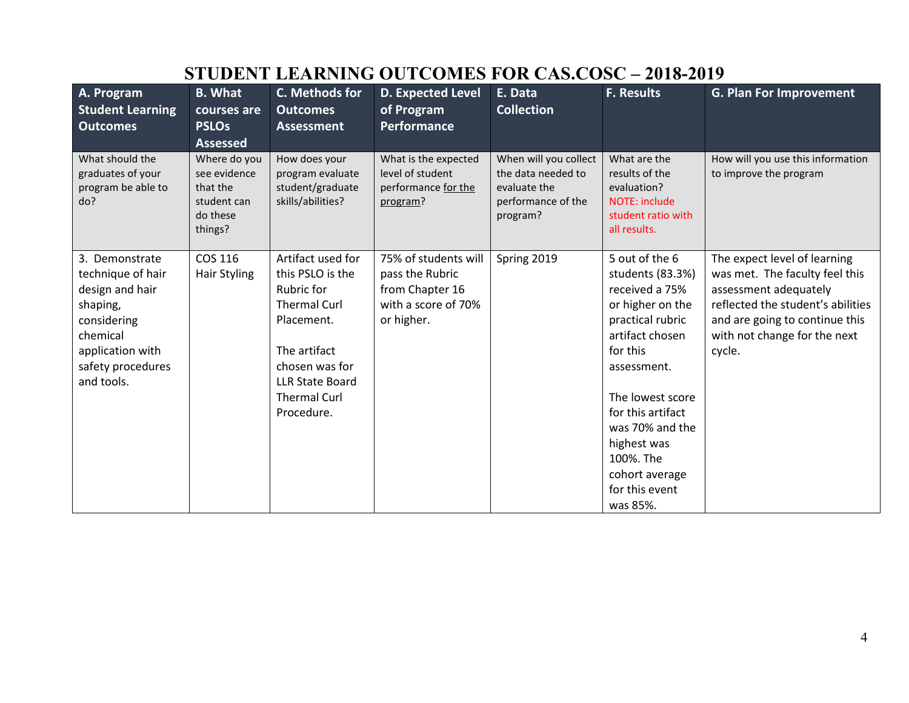# STUDENT LEARNING OUTCOMES FOR CAS.COSC – 2018-2019

| A. Program Student Learning Outcomes | B. What courses are PSLOs Assessed | C. Methods for Outcomes Assessment | D. Expected Level of Program Performance | E. Data Collection | F. Results | G. Plan For Improvement |
|---|---|---|---|---|---|---|
| What should the graduates of your program be able to do? | Where do you see evidence that the student can do these things? | How does your program evaluate student/graduate skills/abilities? | What is the expected level of student performance for the program? | When will you collect the data needed to evaluate the performance of the program? | What are the results of the evaluation? NOTE: include student ratio with all results. | How will you use this information to improve the program |
| 3. Demonstrate technique of hair design and hair shaping, considering chemical application with safety procedures and tools. | COS 116 Hair Styling | Artifact used for this PSLO is the Rubric for Thermal Curl Placement. <br><br> The artifact chosen was for LLR State Board Thermal Curl Procedure. | 75% of students will pass the Rubric from Chapter 16 with a score of 70% or higher. | Spring 2019 | 5 out of the 6 students (83.3%) received a 75% or higher on the practical rubric artifact chosen for this assessment. <br><br> The lowest score for this artifact was 70% and the highest was 100%. The cohort average for this event was 85%. | The expect level of learning was met. The faculty feel this assessment adequately reflected the student's abilities and are going to continue this with not change for the next cycle. |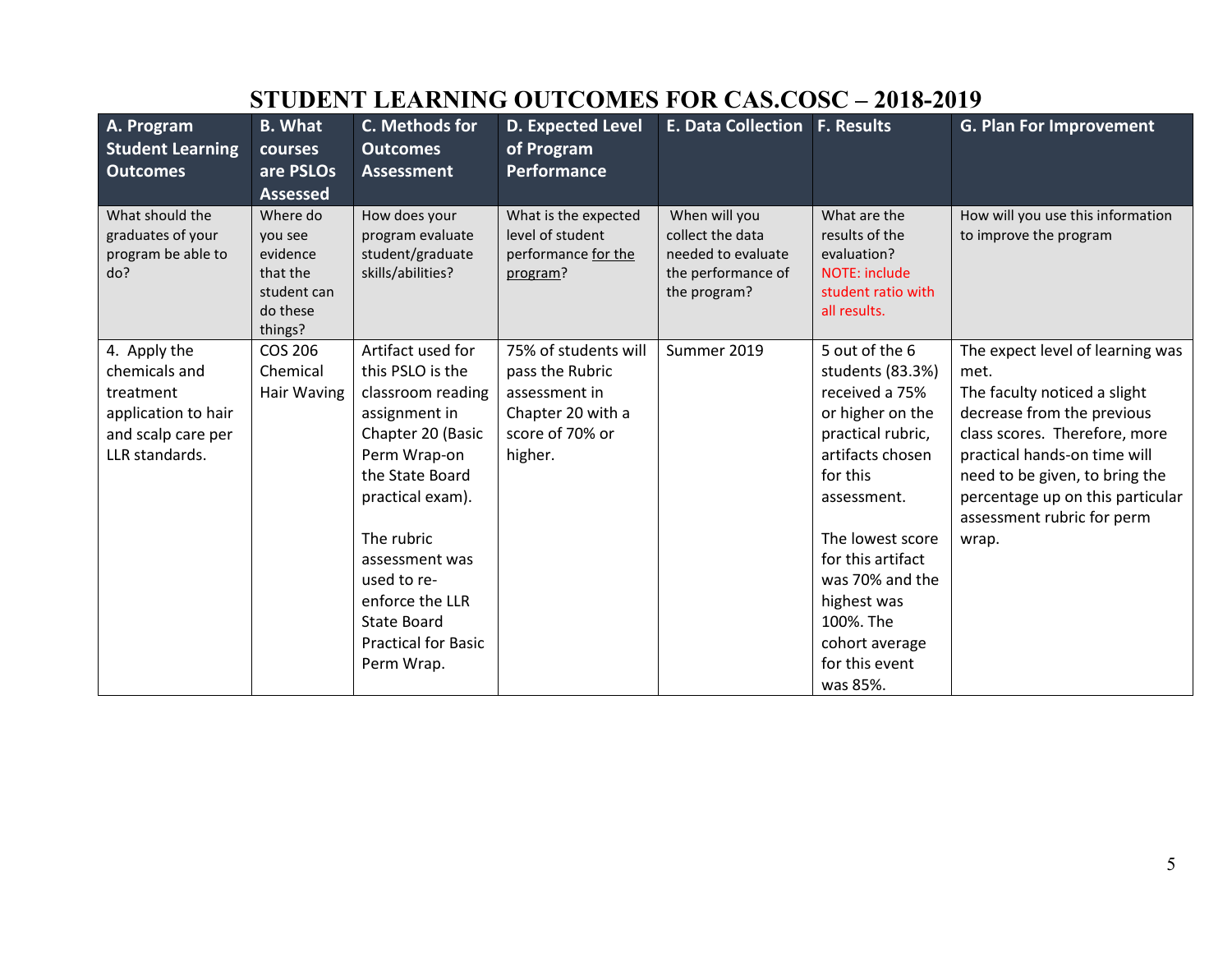# STUDENT LEARNING OUTCOMES FOR CAS.COSC – 2018-2019

| A. Program Student Learning Outcomes | B. What courses are PSLOs Assessed | C. Methods for Outcomes Assessment | D. Expected Level of Program Performance | E. Data Collection | F. Results | G. Plan For Improvement |
|---|---|---|---|---|---|---|
| What should the graduates of your program be able to do? | Where do you see evidence that the student can do these things? | How does your program evaluate student/graduate skills/abilities? | What is the expected level of student performance <u>for the program</u>? | When will you collect the data needed to evaluate the performance of the program? | What are the results of the evaluation? NOTE: include student ratio with all results. | How will you use this information to improve the program |
| 4. Apply the chemicals and treatment application to hair and scalp care per LLR standards. | COS 206 Chemical Hair Waving | Artifact used for this PSLO is the classroom reading assignment in Chapter 20 (Basic Perm Wrap-on the State Board practical exam).<br><br>The rubric assessment was used to re-enforce the LLR State Board Practical for Basic Perm Wrap. | 75% of students will pass the Rubric assessment in Chapter 20 with a score of 70% or higher. | Summer 2019 | 5 out of the 6 students (83.3%) received a 75% or higher on the practical rubric, artifacts chosen for this assessment.<br><br>The lowest score for this artifact was 70% and the highest was 100%. The cohort average for this event was 85%. | The expect level of learning was met.<br>The faculty noticed a slight decrease from the previous class scores. Therefore, more practical hands-on time will need to be given, to bring the percentage up on this particular assessment rubric for perm wrap. |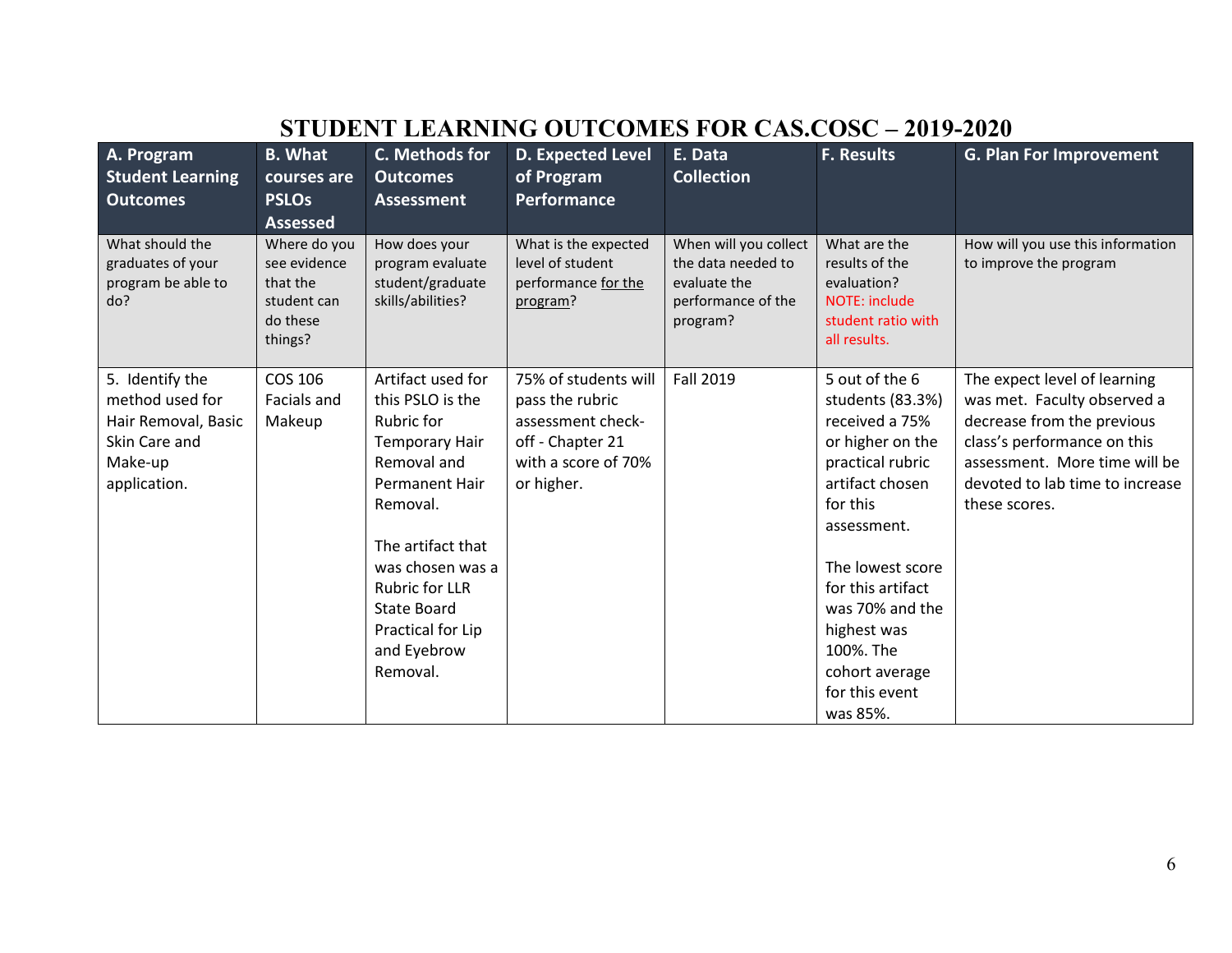# STUDENT LEARNING OUTCOMES FOR CAS.COSC – 2019-2020

| A. Program Student Learning Outcomes | B. What courses are PSLOs Assessed | C. Methods for Outcomes Assessment | D. Expected Level of Program Performance | E. Data Collection | F. Results | G. Plan For Improvement |
|---|---|---|---|---|---|---|
| What should the graduates of your program be able to do? | Where do you see evidence that the student can do these things? | How does your program evaluate student/graduate skills/abilities? | What is the expected level of student performance for the program? | When will you collect the data needed to evaluate the performance of the program? | What are the results of the evaluation? NOTE: include student ratio with all results. | How will you use this information to improve the program |
| 5. Identify the method used for Hair Removal, Basic Skin Care and Make-up application. | COS 106 Facials and Makeup | Artifact used for this PSLO is the Rubric for Temporary Hair Removal and Permanent Hair Removal.<br><br>The artifact that was chosen was a Rubric for LLR State Board Practical for Lip and Eyebrow Removal. | 75% of students will pass the rubric assessment check-off - Chapter 21 with a score of 70% or higher. | Fall 2019 | 5 out of the 6 students (83.3%) received a 75% or higher on the practical rubric artifact chosen for this assessment.<br><br>The lowest score for this artifact was 70% and the highest was 100%. The cohort average for this event was 85%. | The expect level of learning was met. Faculty observed a decrease from the previous class's performance on this assessment. More time will be devoted to lab time to increase these scores. |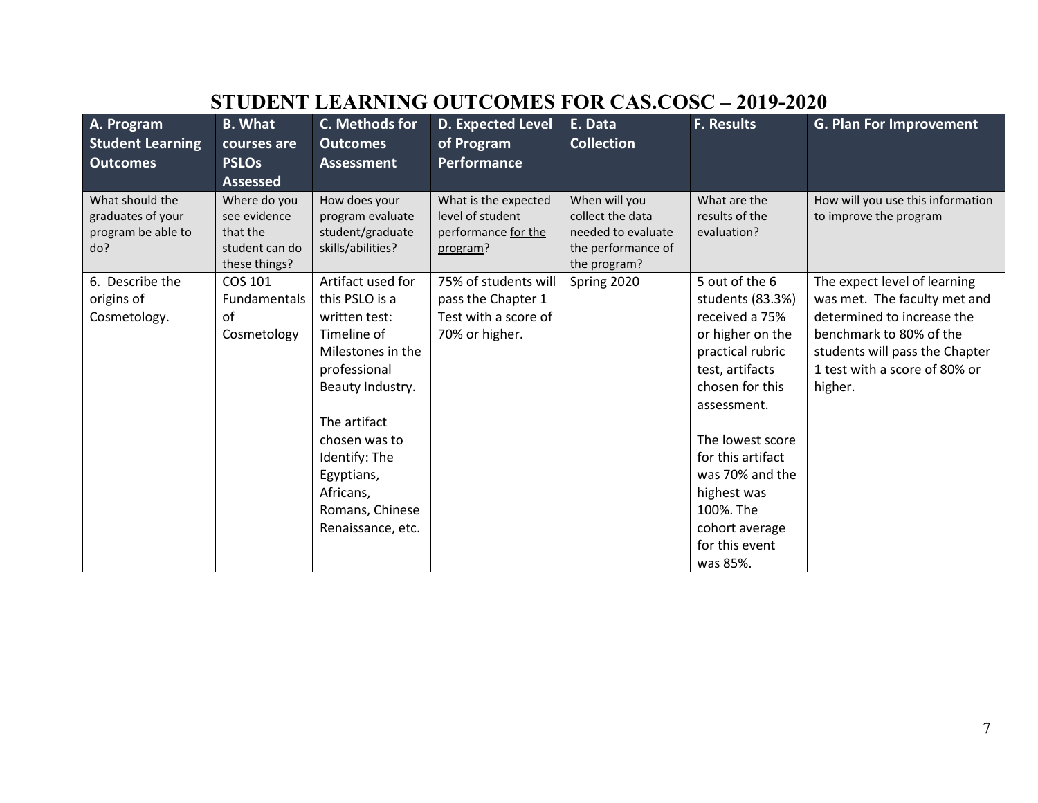# STUDENT LEARNING OUTCOMES FOR CAS.COSC – 2019-2020

| A. Program Student Learning Outcomes | B. What courses are PSLOs Assessed | C. Methods for Outcomes Assessment | D. Expected Level of Program Performance | E. Data Collection | F. Results | G. Plan For Improvement |
|---|---|---|---|---|---|---|
| What should the graduates of your program be able to do? | Where do you see evidence that the student can do these things? | How does your program evaluate student/graduate skills/abilities? | What is the expected level of student performance for the program? | When will you collect the data needed to evaluate the performance of the program? | What are the results of the evaluation? | How will you use this information to improve the program |
| 6. Describe the origins of Cosmetology. | COS 101 Fundamentals of Cosmetology | Artifact used for this PSLO is a written test: Timeline of Milestones in the professional Beauty Industry.<br><br>The artifact chosen was to Identify: The Egyptians, Africans, Romans, Chinese Renaissance, etc. | 75% of students will pass the Chapter 1 Test with a score of 70% or higher. | Spring 2020 | 5 out of the 6 students (83.3%) received a 75% or higher on the practical rubric test, artifacts chosen for this assessment.<br><br>The lowest score for this artifact was 70% and the highest was 100%. The cohort average for this event was 85%. | The expect level of learning was met. The faculty met and determined to increase the benchmark to 80% of the students will pass the Chapter 1 test with a score of 80% or higher. |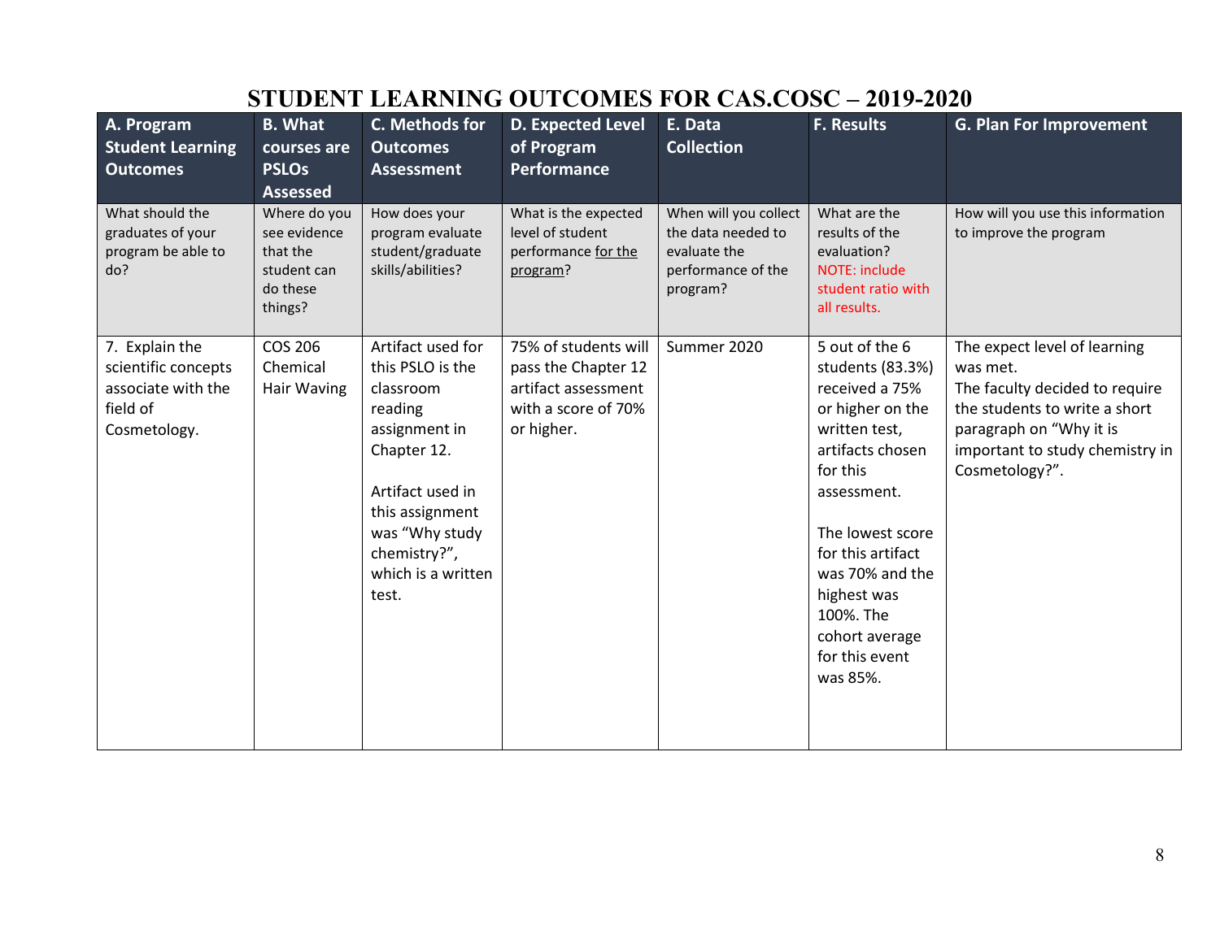# STUDENT LEARNING OUTCOMES FOR CAS.COSC – 2019-2020

| A. Program Student Learning Outcomes | B. What courses are PSLOs Assessed | C. Methods for Outcomes Assessment | D. Expected Level of Program Performance | E. Data Collection | F. Results | G. Plan For Improvement |
|---|---|---|---|---|---|---|
| What should the graduates of your program be able to do? | Where do you see evidence that the student can do these things? | How does your program evaluate student/graduate skills/abilities? | What is the expected level of student performance for the program? | When will you collect the data needed to evaluate the performance of the program? | What are the results of the evaluation? NOTE: include student ratio with all results. | How will you use this information to improve the program |
| 7. Explain the scientific concepts associate with the field of Cosmetology. | COS 206 Chemical Hair Waving | Artifact used for this PSLO is the classroom reading assignment in Chapter 12.<br><br>Artifact used in this assignment was "Why study chemistry?", which is a written test. | 75% of students will pass the Chapter 12 artifact assessment with a score of 70% or higher. | Summer 2020 | 5 out of the 6 students (83.3%) received a 75% or higher on the written test, artifacts chosen for this assessment.<br><br>The lowest score for this artifact was 70% and the highest was 100%. The cohort average for this event was 85%. | The expect level of learning was met.<br>The faculty decided to require the students to write a short paragraph on "Why it is important to study chemistry in Cosmetology?". |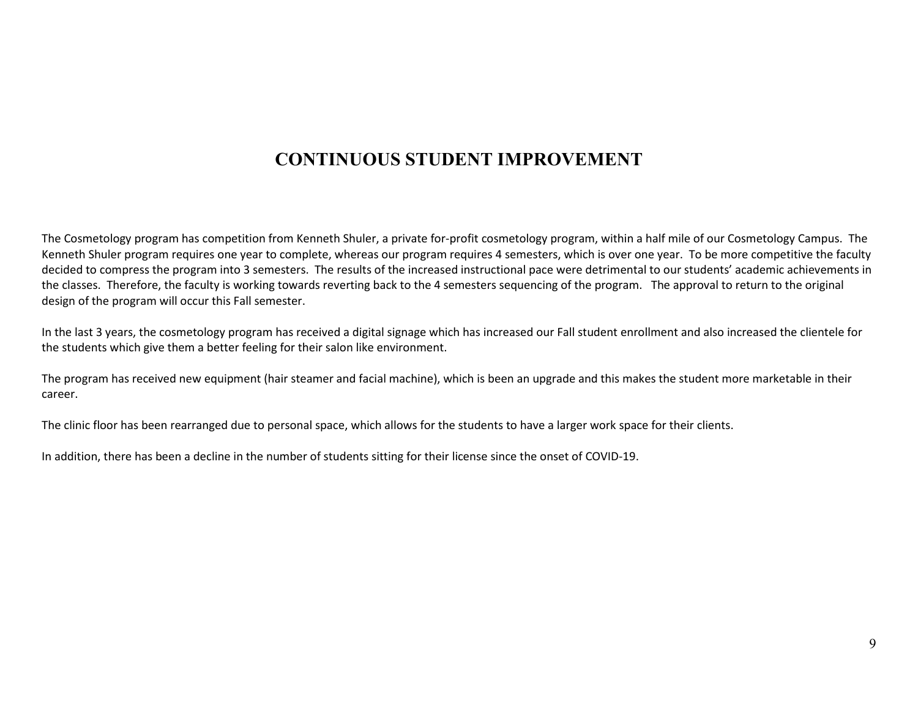# CONTINUOUS STUDENT IMPROVEMENT

The Cosmetology program has competition from Kenneth Shuler, a private for-profit cosmetology program, within a half mile of our Cosmetology Campus. The Kenneth Shuler program requires one year to complete, whereas our program requires 4 semesters, which is over one year. To be more competitive the faculty decided to compress the program into 3 semesters. The results of the increased instructional pace were detrimental to our students' academic achievements in the classes. Therefore, the faculty is working towards reverting back to the 4 semesters sequencing of the program. The approval to return to the original design of the program will occur this Fall semester.

In the last 3 years, the cosmetology program has received a digital signage which has increased our Fall student enrollment and also increased the clientele for the students which give them a better feeling for their salon like environment.

The program has received new equipment (hair steamer and facial machine), which is been an upgrade and this makes the student more marketable in their career.

The clinic floor has been rearranged due to personal space, which allows for the students to have a larger work space for their clients.

In addition, there has been a decline in the number of students sitting for their license since the onset of COVID-19.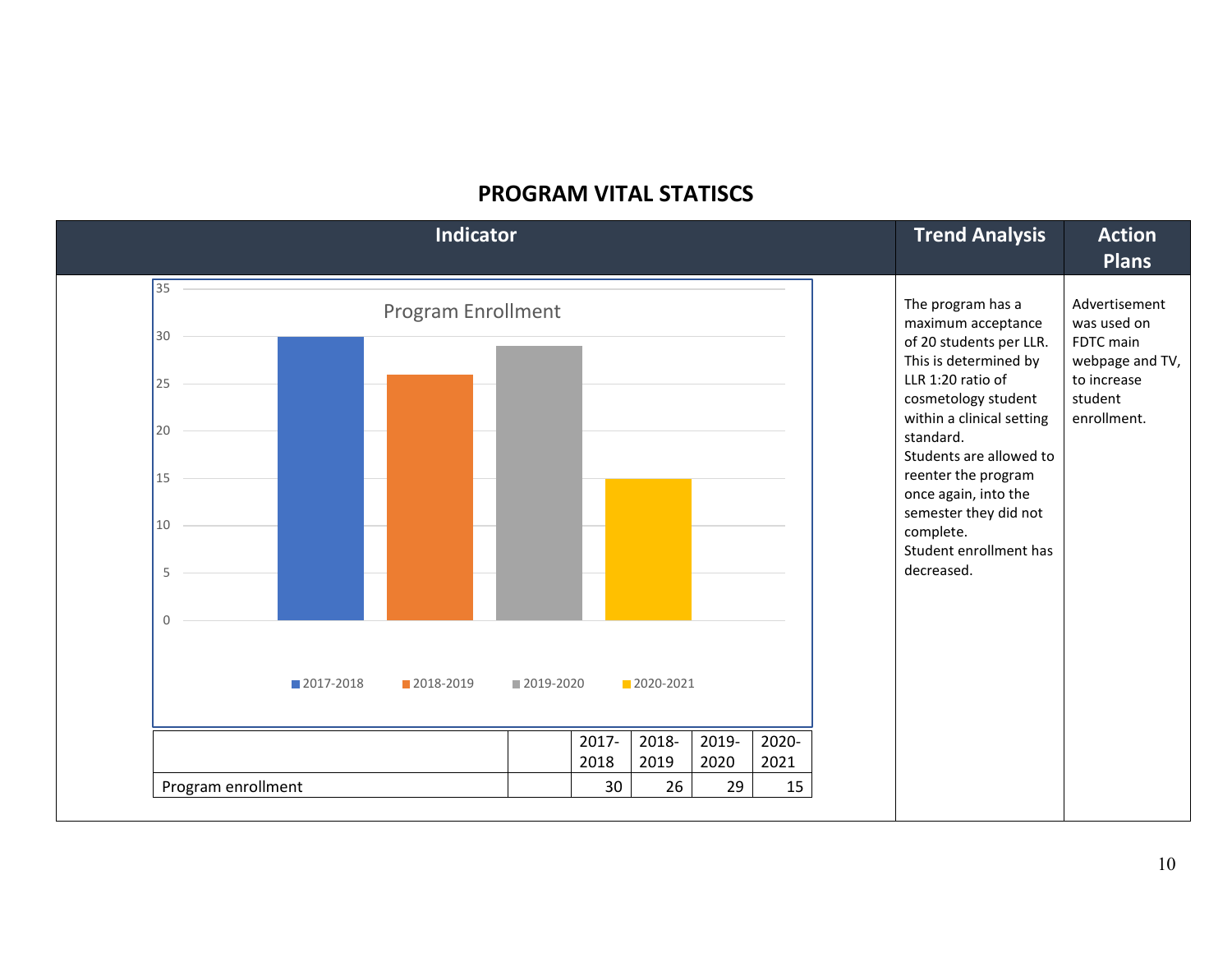## PROGRAM VITAL STATISCS

| Indicator | Trend Analysis | Action Plans |
|---|---|---|
| Program Enrollment (chart) | The program has a maximum acceptance of 20 students per LLR. This is determined by LLR 1:20 ratio of cosmetology student within a clinical setting standard. Students are allowed to reenter the program once again, into the semester they did not complete. Student enrollment has decreased. | Advertisement was used on FDTC main webpage and TV, to increase student enrollment. |

| | | 2017-2018 | 2018-2019 | 2019-2020 | 2020-2021 |
|---|---|---|---|---|---|
| Program enrollment | | 30 | 26 | 29 | 15 |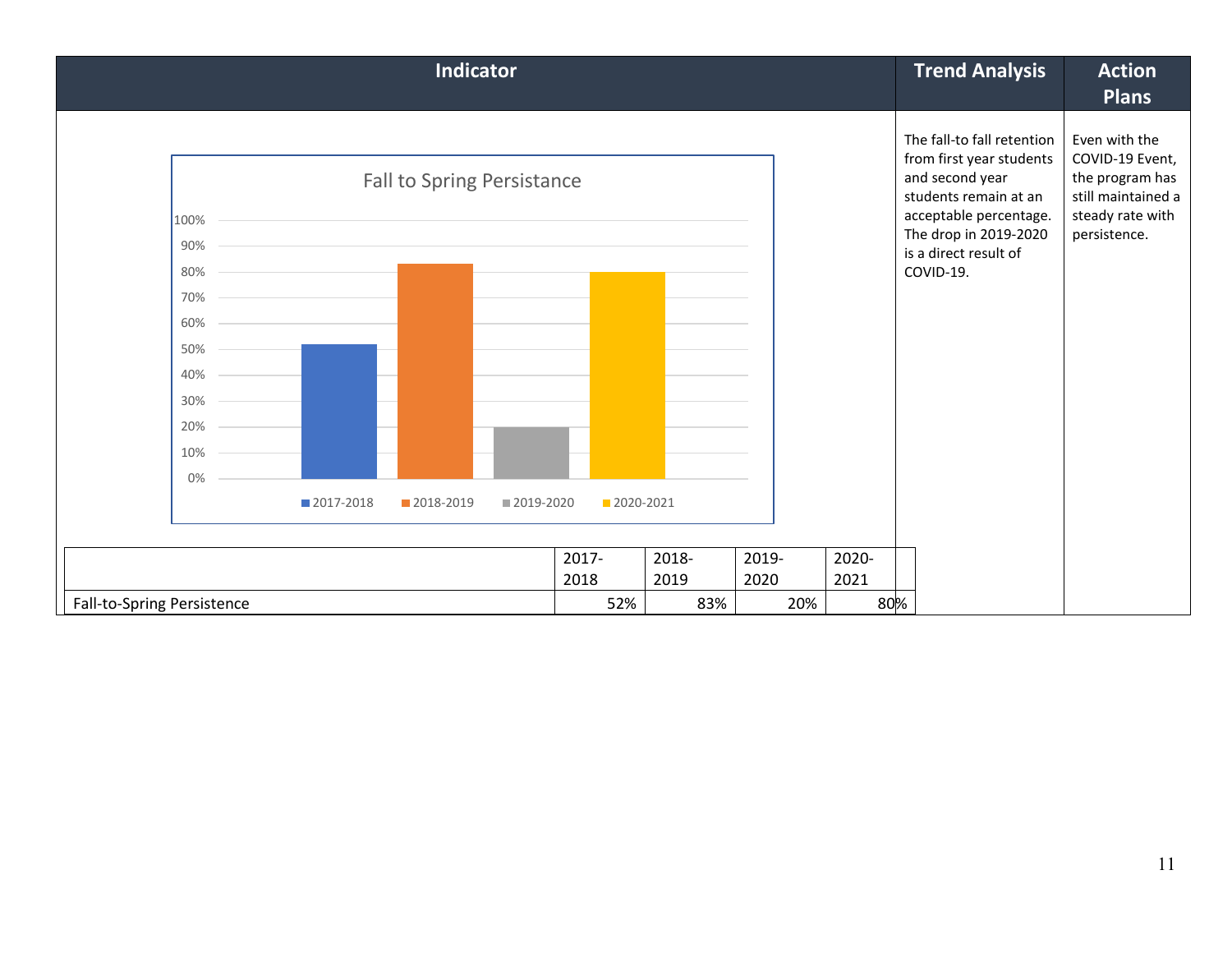| Indicator | Trend Analysis | Action Plans |
| --- | --- | --- |
| Fall to Spring Persistance (chart: 2017-2018, 2018-2019, 2019-2020, 2020-2021) | The fall-to fall retention from first year students and second year students remain at an acceptable percentage. The drop in 2019-2020 is a direct result of COVID-19. | Even with the COVID-19 Event, the program has still maintained a steady rate with persistence. |

| | 2017-2018 | 2018-2019 | 2019-2020 | 2020-2021 |
| --- | --- | --- | --- | --- |
| Fall-to-Spring Persistence | 52% | 83% | 20% | 80% |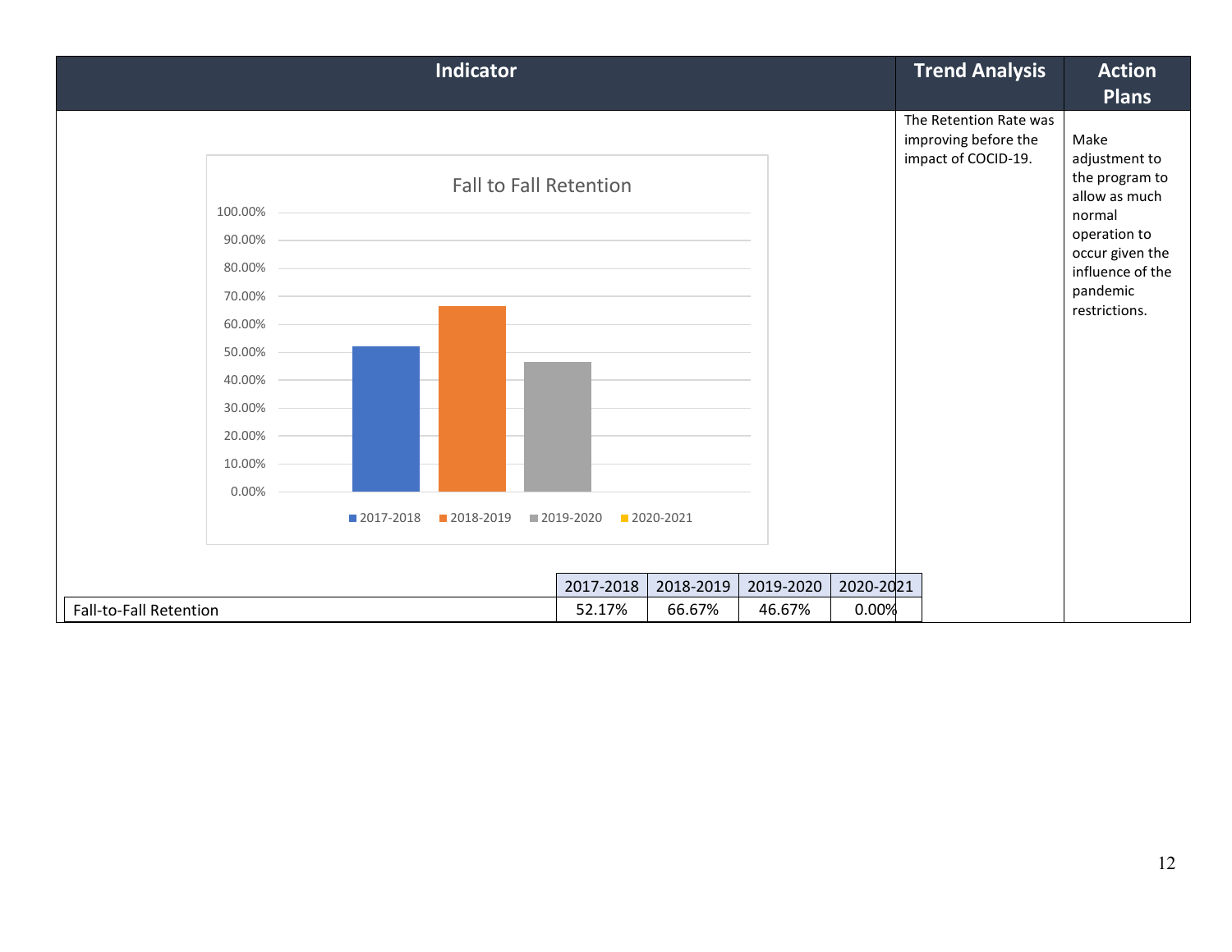| Indicator | Trend Analysis | Action Plans |
|---|---|---|
| Fall to Fall Retention (chart) | The Retention Rate was improving before the impact of COCID-19. | Make adjustment to the program to allow as much normal operation to occur given the influence of the pandemic restrictions. |

| | 2017-2018 | 2018-2019 | 2019-2020 | 2020-2021 |
|---|---|---|---|---|
| Fall-to-Fall Retention | 52.17% | 66.67% | 46.67% | 0.00% |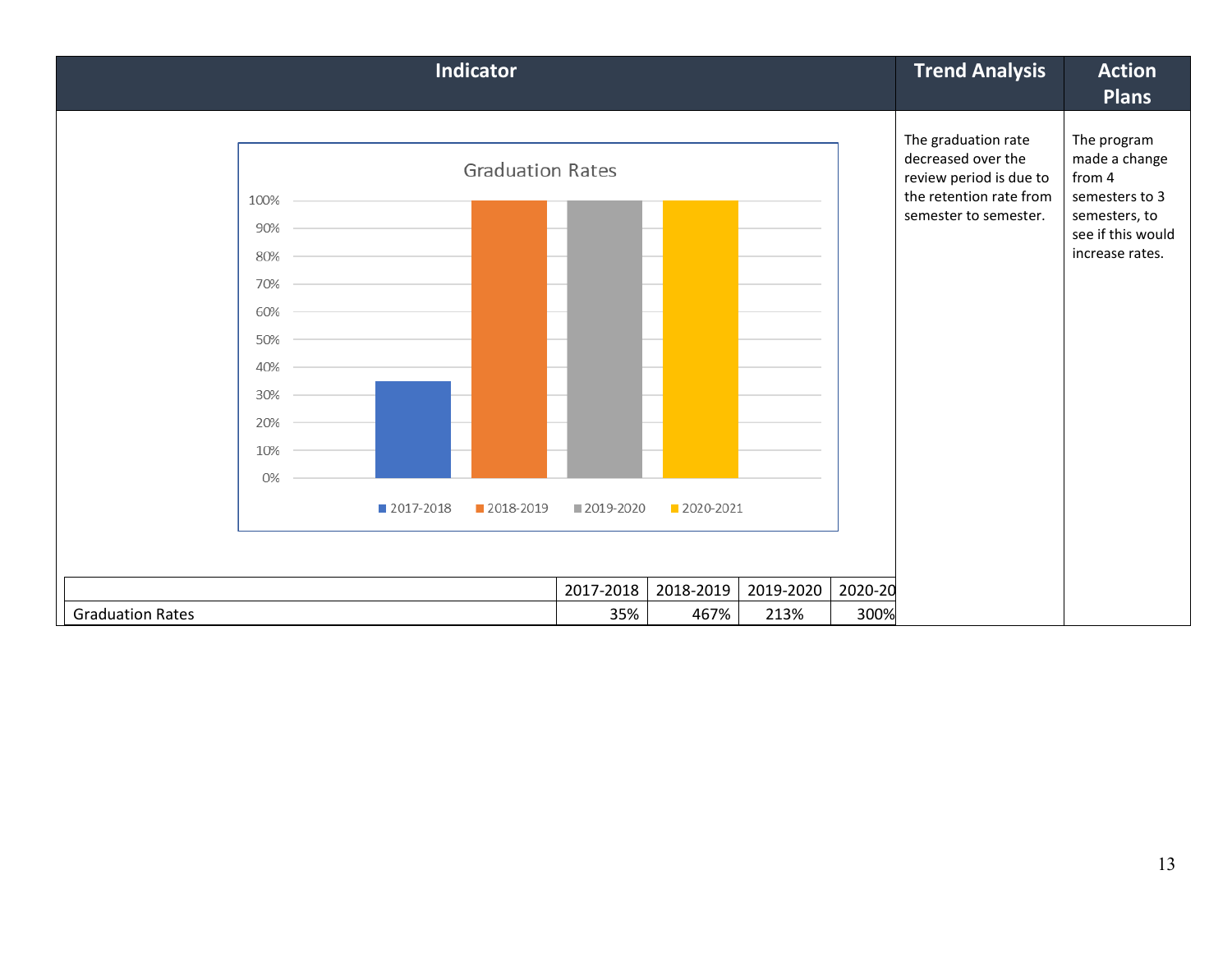| Indicator | Trend Analysis | Action Plans |
|---|---|---|
| Graduation Rates (chart) | The graduation rate decreased over the review period is due to the retention rate from semester to semester. | The program made a change from 4 semesters to 3 semesters, to see if this would increase rates. |

|  | 2017-2018 | 2018-2019 | 2019-2020 | 2020-20 |
|---|---|---|---|---|
| Graduation Rates | 35% | 467% | 213% | 300% |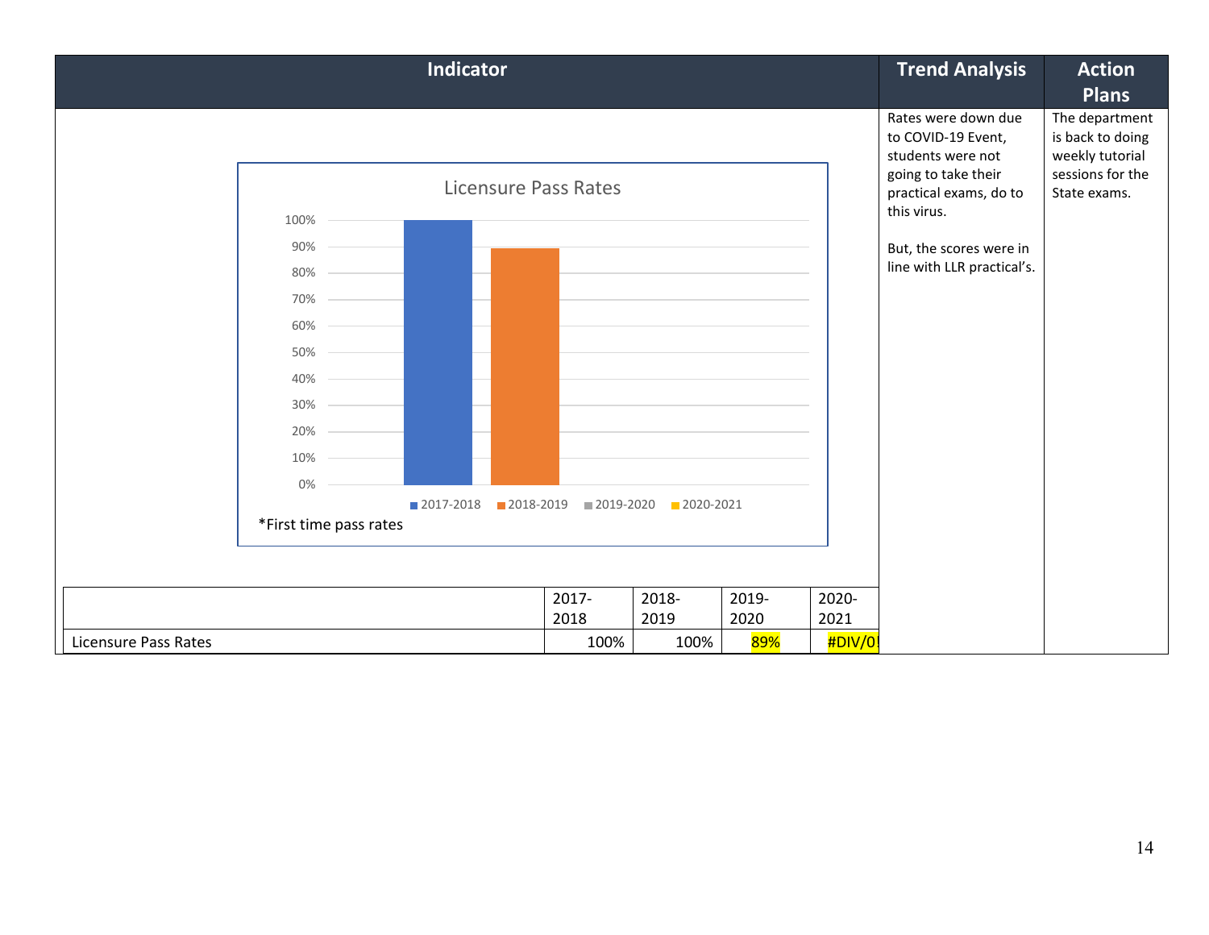| Indicator | Trend Analysis | Action Plans |
|---|---|---|
| (see chart and table below) | Rates were down due to COVID-19 Event, students were not going to take their practical exams, do to this virus.<br><br>But, the scores were in line with LLR practical's. | The department is back to doing weekly tutorial sessions for the State exams. |

Licensure Pass Rates

100%
90%
80%
70%
60%
50%
40%
30%
20%
10%
0%

2017-2018 2018-2019 2019-2020 2020-2021

*First time pass rates

| | 2017-2018 | 2018-2019 | 2019-2020 | 2020-2021 |
|---|---|---|---|---|
| Licensure Pass Rates | 100% | 100% | 89% | #DIV/0! |